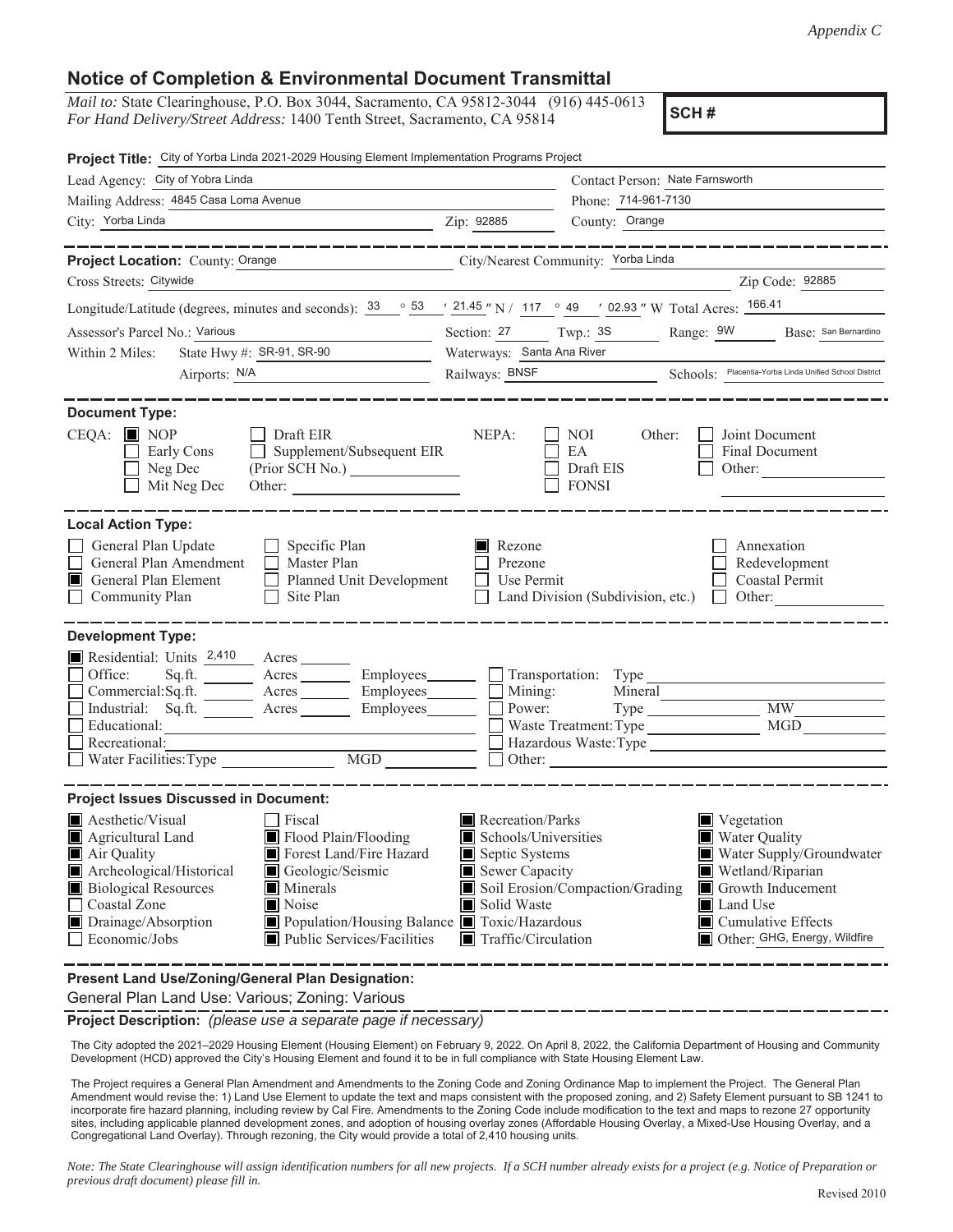*Appendix C*

# Notice of Completion & Environmental Document Transmittal

*Mail to:* State Clearinghouse, P.O. Box 3044, Sacramento, CA 95812-3044 (916) 445-0613
*For Hand Delivery/Street Address:* 1400 Tenth Street, Sacramento, CA 95814

**SCH #**

**Project Title:** City of Yorba Linda 2021-2029 Housing Element Implementation Programs Project

Lead Agency: City of Yobra Linda
Contact Person: Nate Farnsworth
Mailing Address: 4845 Casa Loma Avenue
Phone: 714-961-7130
City: Yorba Linda
Zip: 92885
County: Orange

**Project Location:** County: Orange
City/Nearest Community: Yorba Linda
Cross Streets: Citywide
Zip Code: 92885

Longitude/Latitude (degrees, minutes and seconds): 33 ° 53 ′ 21.45 ″ N / 117 ° 49 ′ 02.93 ″ W Total Acres: 166.41

Assessor's Parcel No.: Various
Section: 27 Twp.: 3S Range: 9W Base: San Bernardino

Within 2 Miles: State Hwy #: SR-91, SR-90
Waterways: Santa Ana River
Airports: N/A
Railways: BNSF
Schools: Placentia-Yorba Linda Unified School District

**Document Type:**

CEQA: ☒ NOP ☐ Early Cons ☐ Neg Dec ☐ Mit Neg Dec ☐ Draft EIR ☐ Supplement/Subsequent EIR (Prior SCH No.) ______ Other: ______

NEPA: ☐ NOI ☐ EA ☐ Draft EIS ☐ FONSI

Other: ☐ Joint Document ☐ Final Document ☐ Other: ______

**Local Action Type:**

☐ General Plan Update
☐ General Plan Amendment
☒ General Plan Element
☐ Community Plan
☐ Specific Plan
☐ Master Plan
☐ Planned Unit Development
☐ Site Plan
☒ Rezone
☐ Prezone
☐ Use Permit
☐ Land Division (Subdivision, etc.)
☐ Annexation
☐ Redevelopment
☐ Coastal Permit
☐ Other: ______

**Development Type:**

☒ Residential: Units 2,410 Acres ______
☐ Office: Sq.ft. ______ Acres ______ Employees ______
☐ Commercial: Sq.ft. ______ Acres ______ Employees ______
☐ Industrial: Sq.ft. ______ Acres ______ Employees ______
☐ Educational: ______
☐ Recreational: ______
☐ Water Facilities: Type ______ MGD ______
☐ Transportation: Type ______
☐ Mining: Mineral ______
☐ Power: Type ______ MW ______
☐ Waste Treatment: Type ______ MGD ______
☐ Hazardous Waste: Type ______
☐ Other: ______

**Project Issues Discussed in Document:**

☒ Aesthetic/Visual
☒ Agricultural Land
☒ Air Quality
☒ Archeological/Historical
☒ Biological Resources
☐ Coastal Zone
☒ Drainage/Absorption
☐ Economic/Jobs
☐ Fiscal
☒ Flood Plain/Flooding
☒ Forest Land/Fire Hazard
☒ Geologic/Seismic
☒ Minerals
☒ Noise
☒ Population/Housing Balance
☒ Public Services/Facilities
☒ Recreation/Parks
☒ Schools/Universities
☒ Septic Systems
☒ Sewer Capacity
☒ Soil Erosion/Compaction/Grading
☒ Solid Waste
☒ Toxic/Hazardous
☒ Traffic/Circulation
☒ Vegetation
☒ Water Quality
☒ Water Supply/Groundwater
☒ Wetland/Riparian
☒ Growth Inducement
☒ Land Use
☒ Cumulative Effects
☒ Other: GHG, Energy, Wildfire

**Present Land Use/Zoning/General Plan Designation:**

General Plan Land Use: Various; Zoning: Various

**Project Description:** *(please use a separate page if necessary)*

The City adopted the 2021–2029 Housing Element (Housing Element) on February 9, 2022. On April 8, 2022, the California Department of Housing and Community Development (HCD) approved the City's Housing Element and found it to be in full compliance with State Housing Element Law.

The Project requires a General Plan Amendment and Amendments to the Zoning Code and Zoning Ordinance Map to implement the Project. The General Plan Amendment would revise the: 1) Land Use Element to update the text and maps consistent with the proposed zoning, and 2) Safety Element pursuant to SB 1241 to incorporate fire hazard planning, including review by Cal Fire. Amendments to the Zoning Code include modification to the text and maps to rezone 27 opportunity sites, including applicable planned development zones, and adoption of housing overlay zones (Affordable Housing Overlay, a Mixed-Use Housing Overlay, and a Congregational Land Overlay). Through rezoning, the City would provide a total of 2,410 housing units.

*Note: The State Clearinghouse will assign identification numbers for all new projects. If a SCH number already exists for a project (e.g. Notice of Preparation or previous draft document) please fill in.*

Revised 2010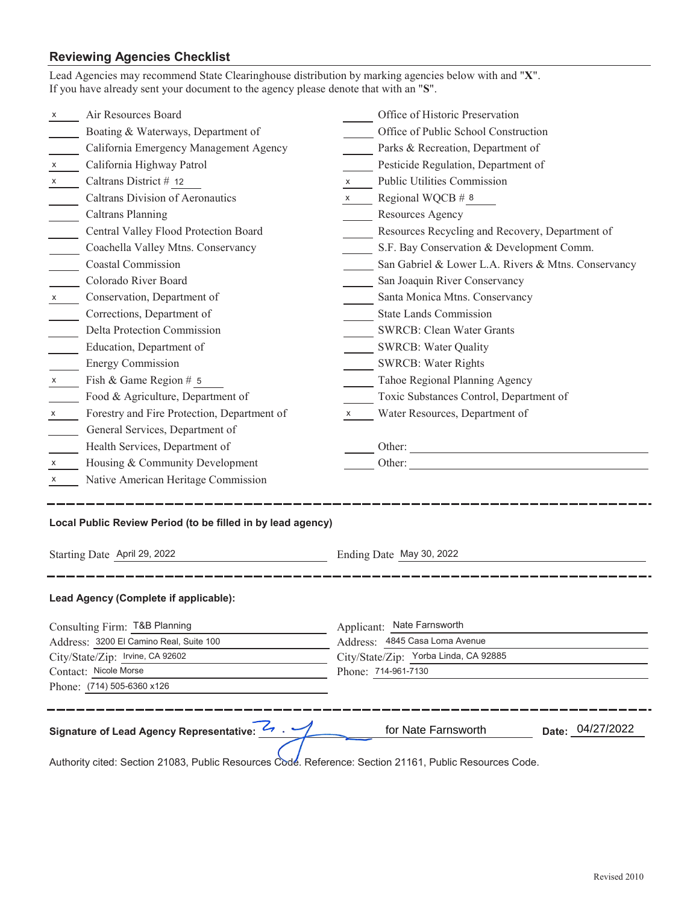## Reviewing Agencies Checklist

Lead Agencies may recommend State Clearinghouse distribution by marking agencies below with and "**X**".
If you have already sent your document to the agency please denote that with an "**S**".

| | | | |
|---|---|---|---|
| x | Air Resources Board | | Office of Historic Preservation |
| | Boating & Waterways, Department of | | Office of Public School Construction |
| | California Emergency Management Agency | | Parks & Recreation, Department of |
| x | California Highway Patrol | | Pesticide Regulation, Department of |
| x | Caltrans District # 12 | x | Public Utilities Commission |
| | Caltrans Division of Aeronautics | x | Regional WQCB # 8 |
| | Caltrans Planning | | Resources Agency |
| | Central Valley Flood Protection Board | | Resources Recycling and Recovery, Department of |
| | Coachella Valley Mtns. Conservancy | | S.F. Bay Conservation & Development Comm. |
| | Coastal Commission | | San Gabriel & Lower L.A. Rivers & Mtns. Conservancy |
| | Colorado River Board | | San Joaquin River Conservancy |
| x | Conservation, Department of | | Santa Monica Mtns. Conservancy |
| | Corrections, Department of | | State Lands Commission |
| | Delta Protection Commission | | SWRCB: Clean Water Grants |
| | Education, Department of | | SWRCB: Water Quality |
| | Energy Commission | | SWRCB: Water Rights |
| x | Fish & Game Region # 5 | | Tahoe Regional Planning Agency |
| | Food & Agriculture, Department of | | Toxic Substances Control, Department of |
| x | Forestry and Fire Protection, Department of | x | Water Resources, Department of |
| | General Services, Department of | | |
| | Health Services, Department of | | Other: |
| x | Housing & Community Development | | Other: |
| x | Native American Heritage Commission | | |

---

**Local Public Review Period (to be filled in by lead agency)**

Starting Date April 29, 2022 Ending Date May 30, 2022

---

**Lead Agency (Complete if applicable):**

Consulting Firm: T&B Planning
Address: 3200 El Camino Real, Suite 100
City/State/Zip: Irvine, CA 92602
Contact: Nicole Morse
Phone: (714) 505-6360 x126

Applicant: Nate Farnsworth
Address: 4845 Casa Loma Avenue
City/State/Zip: Yorba Linda, CA 92885
Phone: 714-961-7130

---

**Signature of Lead Agency Representative:** for Nate Farnsworth **Date:** 04/27/2022

Authority cited: Section 21083, Public Resources Code. Reference: Section 21161, Public Resources Code.

Revised 2010